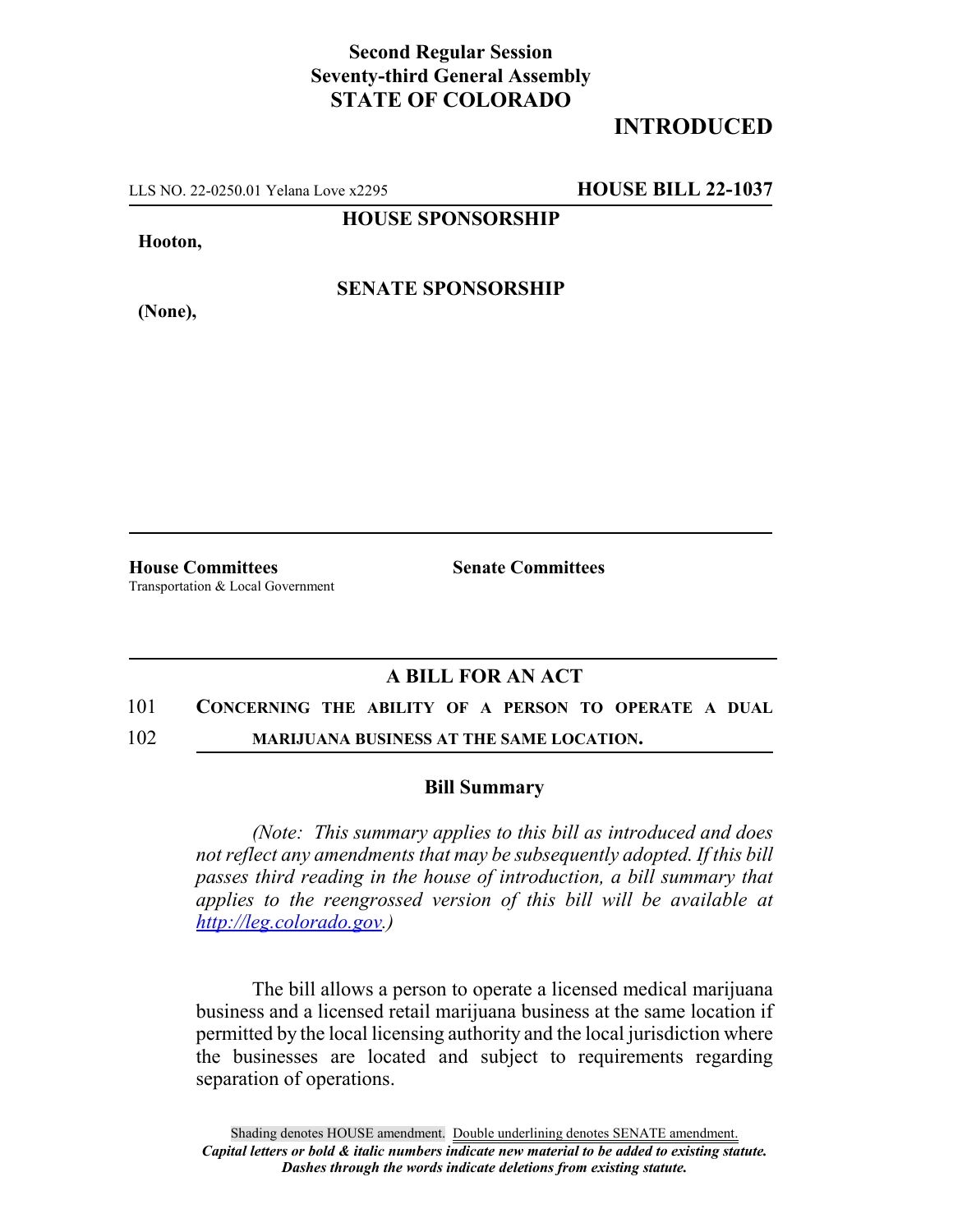**Second Regular Session**
**Seventy-third General Assembly**
**STATE OF COLORADO**

## INTRODUCED

LLS NO. 22-0250.01 Yelana Love x2295 **HOUSE BILL 22-1037**

**HOUSE SPONSORSHIP**

**Hooton,**

**SENATE SPONSORSHIP**

**(None),**

**House Committees**
Transportation & Local Government

**Senate Committees**

### A BILL FOR AN ACT

101 **CONCERNING THE ABILITY OF A PERSON TO OPERATE A DUAL**
102 **MARIJUANA BUSINESS AT THE SAME LOCATION.**

### Bill Summary

*(Note: This summary applies to this bill as introduced and does not reflect any amendments that may be subsequently adopted. If this bill passes third reading in the house of introduction, a bill summary that applies to the reengrossed version of this bill will be available at http://leg.colorado.gov.)*

The bill allows a person to operate a licensed medical marijuana business and a licensed retail marijuana business at the same location if permitted by the local licensing authority and the local jurisdiction where the businesses are located and subject to requirements regarding separation of operations.

Shading denotes HOUSE amendment. Double underlining denotes SENATE amendment.
***Capital letters or bold & italic numbers indicate new material to be added to existing statute.***
***Dashes through the words indicate deletions from existing statute.***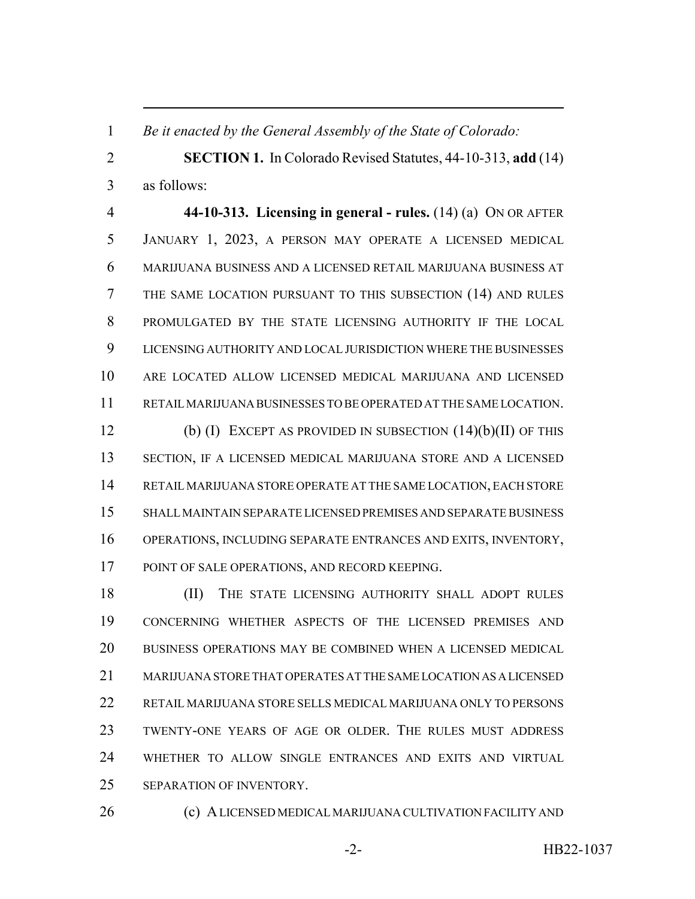*Be it enacted by the General Assembly of the State of Colorado:*

**SECTION 1.** In Colorado Revised Statutes, 44-10-313, **add** (14) as follows:

**44-10-313. Licensing in general - rules.** (14) (a) ON OR AFTER JANUARY 1, 2023, A PERSON MAY OPERATE A LICENSED MEDICAL MARIJUANA BUSINESS AND A LICENSED RETAIL MARIJUANA BUSINESS AT THE SAME LOCATION PURSUANT TO THIS SUBSECTION (14) AND RULES PROMULGATED BY THE STATE LICENSING AUTHORITY IF THE LOCAL LICENSING AUTHORITY AND LOCAL JURISDICTION WHERE THE BUSINESSES ARE LOCATED ALLOW LICENSED MEDICAL MARIJUANA AND LICENSED RETAIL MARIJUANA BUSINESSES TO BE OPERATED AT THE SAME LOCATION.

(b) (I) EXCEPT AS PROVIDED IN SUBSECTION (14)(b)(II) OF THIS SECTION, IF A LICENSED MEDICAL MARIJUANA STORE AND A LICENSED RETAIL MARIJUANA STORE OPERATE AT THE SAME LOCATION, EACH STORE SHALL MAINTAIN SEPARATE LICENSED PREMISES AND SEPARATE BUSINESS OPERATIONS, INCLUDING SEPARATE ENTRANCES AND EXITS, INVENTORY, POINT OF SALE OPERATIONS, AND RECORD KEEPING.

(II) THE STATE LICENSING AUTHORITY SHALL ADOPT RULES CONCERNING WHETHER ASPECTS OF THE LICENSED PREMISES AND BUSINESS OPERATIONS MAY BE COMBINED WHEN A LICENSED MEDICAL MARIJUANA STORE THAT OPERATES AT THE SAME LOCATION AS A LICENSED RETAIL MARIJUANA STORE SELLS MEDICAL MARIJUANA ONLY TO PERSONS TWENTY-ONE YEARS OF AGE OR OLDER. THE RULES MUST ADDRESS WHETHER TO ALLOW SINGLE ENTRANCES AND EXITS AND VIRTUAL SEPARATION OF INVENTORY.

(c) A LICENSED MEDICAL MARIJUANA CULTIVATION FACILITY AND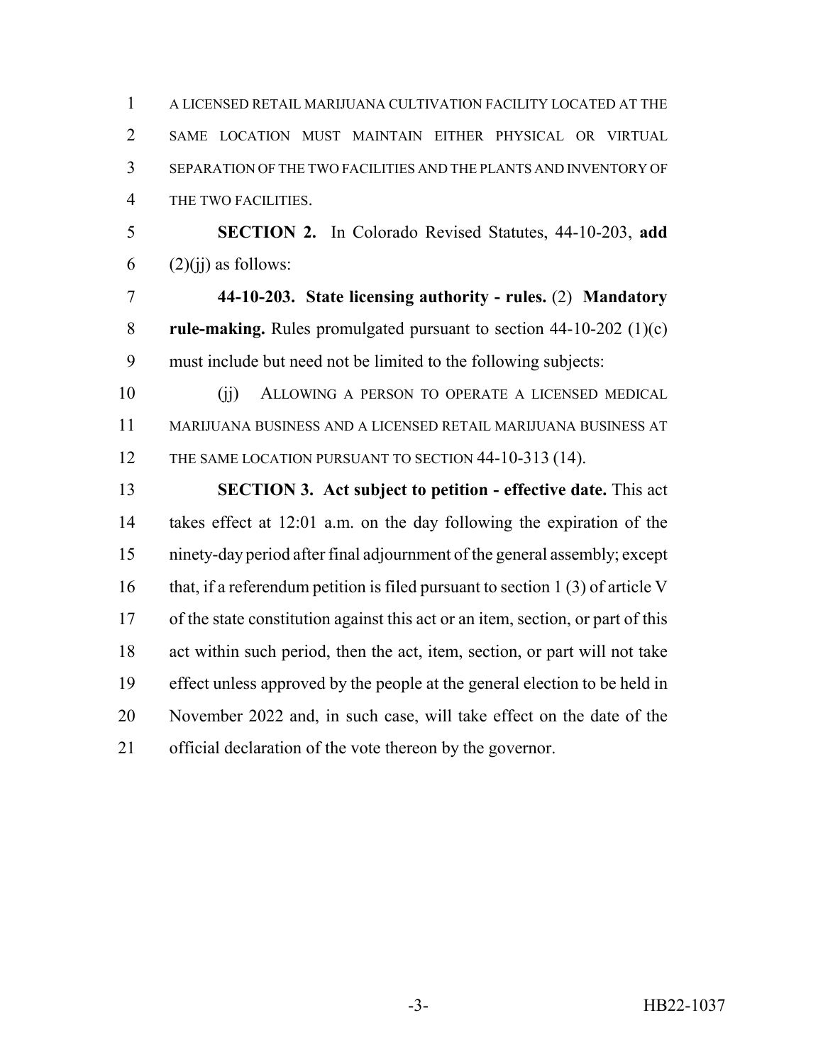A LICENSED RETAIL MARIJUANA CULTIVATION FACILITY LOCATED AT THE SAME LOCATION MUST MAINTAIN EITHER PHYSICAL OR VIRTUAL SEPARATION OF THE TWO FACILITIES AND THE PLANTS AND INVENTORY OF THE TWO FACILITIES.

**SECTION 2.** In Colorado Revised Statutes, 44-10-203, **add** (2)(jj) as follows:

**44-10-203. State licensing authority - rules.** (2) **Mandatory rule-making.** Rules promulgated pursuant to section 44-10-202 (1)(c) must include but need not be limited to the following subjects:

(jj) ALLOWING A PERSON TO OPERATE A LICENSED MEDICAL MARIJUANA BUSINESS AND A LICENSED RETAIL MARIJUANA BUSINESS AT THE SAME LOCATION PURSUANT TO SECTION 44-10-313 (14).

**SECTION 3. Act subject to petition - effective date.** This act takes effect at 12:01 a.m. on the day following the expiration of the ninety-day period after final adjournment of the general assembly; except that, if a referendum petition is filed pursuant to section 1 (3) of article V of the state constitution against this act or an item, section, or part of this act within such period, then the act, item, section, or part will not take effect unless approved by the people at the general election to be held in November 2022 and, in such case, will take effect on the date of the official declaration of the vote thereon by the governor.